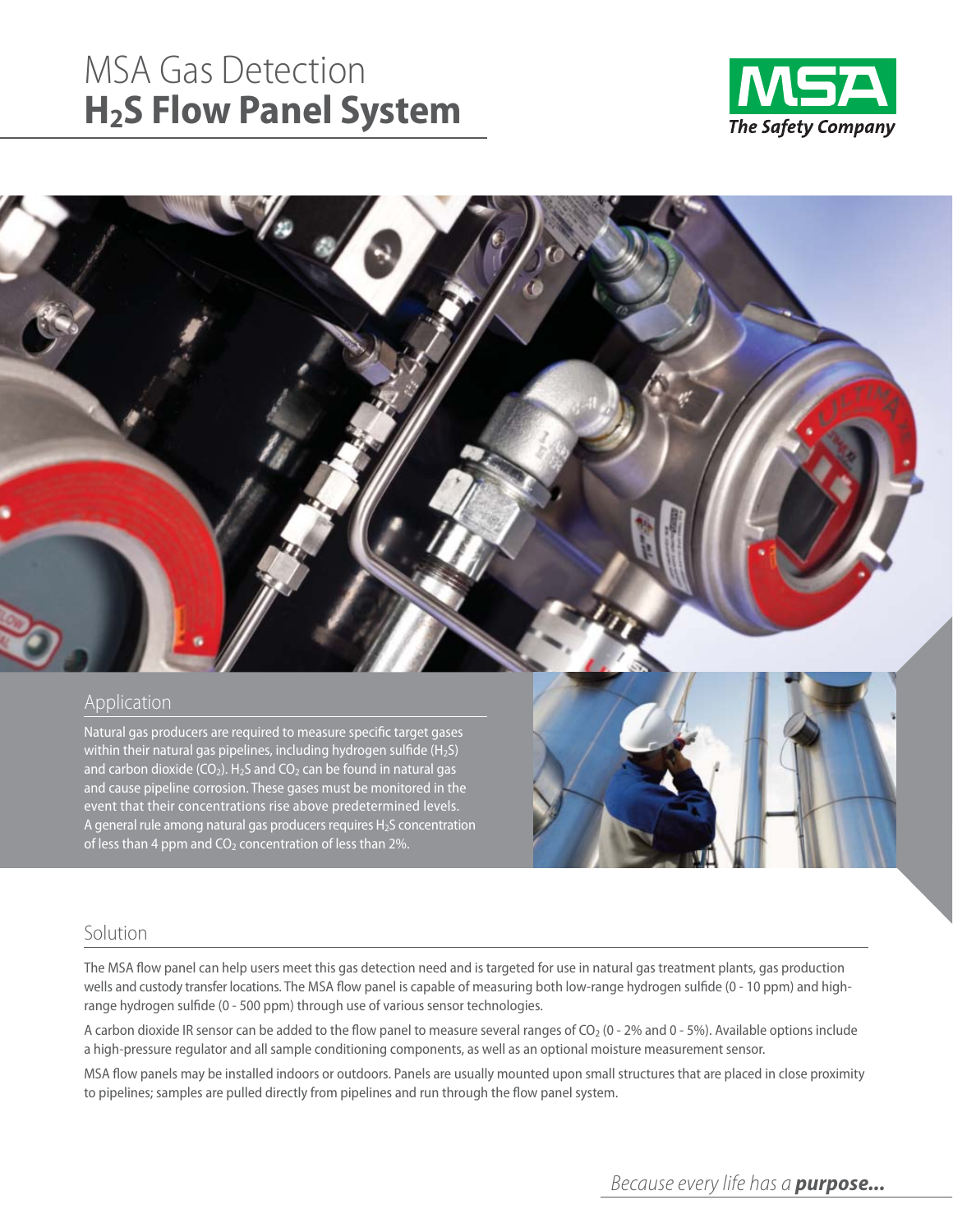# MSA Gas Detection
# $H_2S$ Flow Panel System

MSA
*The Safety Company*

## Application

Natural gas producers are required to measure specific target gases within their natural gas pipelines, including hydrogen sulfide ($H_2S$) and carbon dioxide ($CO_2$). $H_2S$ and $CO_2$ can be found in natural gas and cause pipeline corrosion. These gases must be monitored in the event that their concentrations rise above predetermined levels. A general rule among natural gas producers requires $H_2S$ concentration of less than 4 ppm and $CO_2$ concentration of less than 2%.

## Solution

The MSA flow panel can help users meet this gas detection need and is targeted for use in natural gas treatment plants, gas production wells and custody transfer locations. The MSA flow panel is capable of measuring both low-range hydrogen sulfide (0 - 10 ppm) and high-range hydrogen sulfide (0 - 500 ppm) through use of various sensor technologies.

A carbon dioxide IR sensor can be added to the flow panel to measure several ranges of $CO_2$ (0 - 2% and 0 - 5%). Available options include a high-pressure regulator and all sample conditioning components, as well as an optional moisture measurement sensor.

MSA flow panels may be installed indoors or outdoors. Panels are usually mounted upon small structures that are placed in close proximity to pipelines; samples are pulled directly from pipelines and run through the flow panel system.

*Because every life has a* ***purpose...***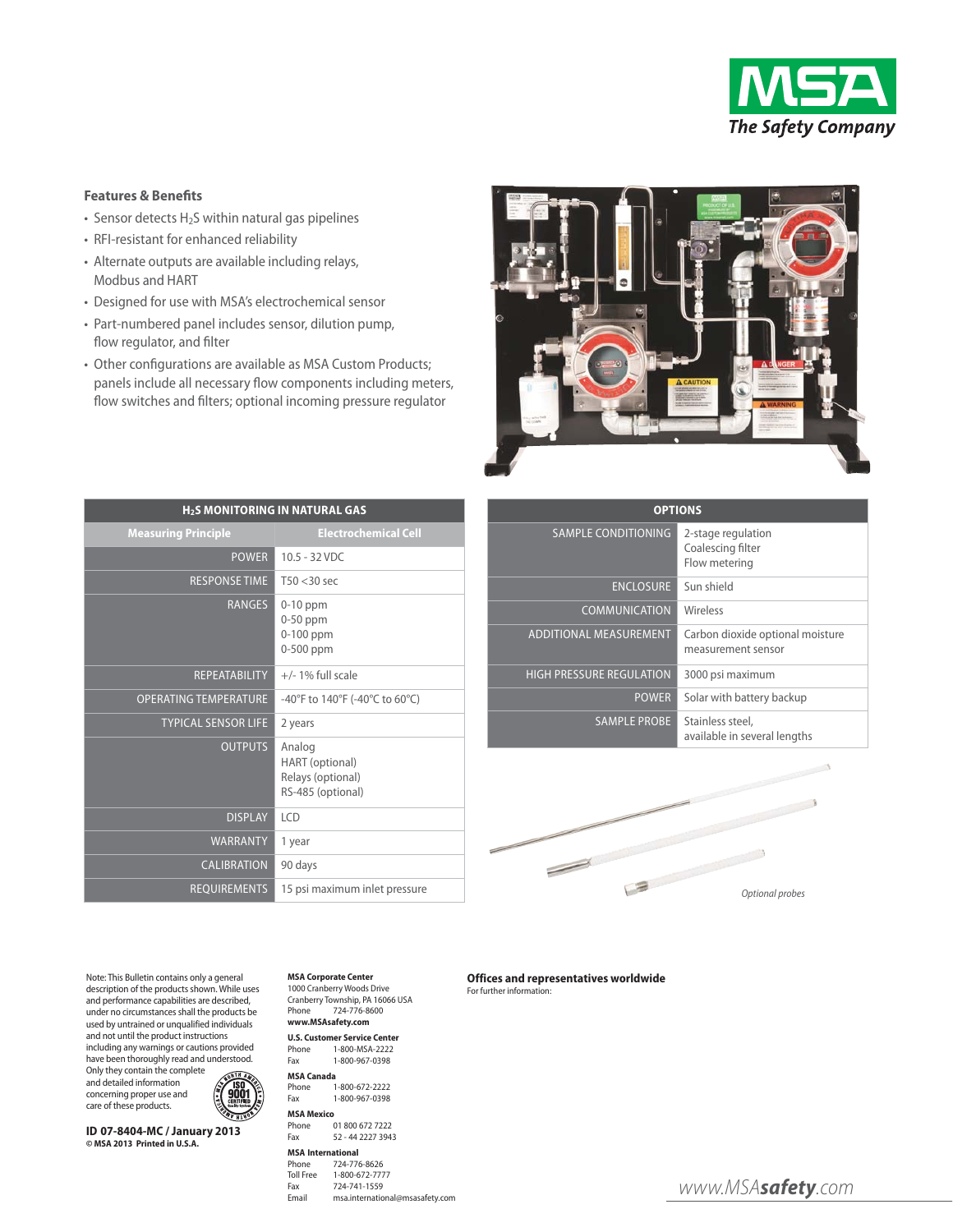MSA The Safety Company

## Features & Benefits

- Sensor detects $H_2S$ within natural gas pipelines
- RFI-resistant for enhanced reliability
- Alternate outputs are available including relays, Modbus and HART
- Designed for use with MSA's electrochemical sensor
- Part-numbered panel includes sensor, dilution pump, flow regulator, and filter
- Other configurations are available as MSA Custom Products; panels include all necessary flow components including meters, flow switches and filters; optional incoming pressure regulator

| $H_2S$ MONITORING IN NATURAL GAS | |
|---|---|
| Measuring Principle | Electrochemical Cell |
| POWER | 10.5 - 32 VDC |
| RESPONSE TIME | T50 <30 sec |
| RANGES | 0-10 ppm<br>0-50 ppm<br>0-100 ppm<br>0-500 ppm |
| REPEATABILITY | +/- 1% full scale |
| OPERATING TEMPERATURE | -40°F to 140°F (-40°C to 60°C) |
| TYPICAL SENSOR LIFE | 2 years |
| OUTPUTS | Analog<br>HART (optional)<br>Relays (optional)<br>RS-485 (optional) |
| DISPLAY | LCD |
| WARRANTY | 1 year |
| CALIBRATION | 90 days |
| REQUIREMENTS | 15 psi maximum inlet pressure |

| OPTIONS | |
|---|---|
| SAMPLE CONDITIONING | 2-stage regulation<br>Coalescing filter<br>Flow metering |
| ENCLOSURE | Sun shield |
| COMMUNICATION | Wireless |
| ADDITIONAL MEASUREMENT | Carbon dioxide optional moisture measurement sensor |
| HIGH PRESSURE REGULATION | 3000 psi maximum |
| POWER | Solar with battery backup |
| SAMPLE PROBE | Stainless steel,<br>available in several lengths |

*Optional probes*

Note: This Bulletin contains only a general description of the products shown. While uses and performance capabilities are described, under no circumstances shall the products be used by untrained or unqualified individuals and not until the product instructions including any warnings or cautions provided have been thoroughly read and understood. Only they contain the complete and detailed information concerning proper use and care of these products.

**ID 07-8404-MC / January 2013**
**© MSA 2013 Printed in U.S.A.**

**MSA Corporate Center**
1000 Cranberry Woods Drive
Cranberry Township, PA 16066 USA
Phone 724-776-8600
**www.MSAsafety.com**

**U.S. Customer Service Center**
Phone 1-800-MSA-2222
Fax 1-800-967-0398

**MSA Canada**
Phone 1-800-672-2222
Fax 1-800-967-0398

**MSA Mexico**
Phone 01 800 672 7222
Fax 52 - 44 2227 3943

**MSA International**
Phone 724-776-8626
Toll Free 1-800-672-7777
Fax 724-741-1559
Email msa.international@msasafety.com

**Offices and representatives worldwide**
For further information:

www.MSA**safety**.com